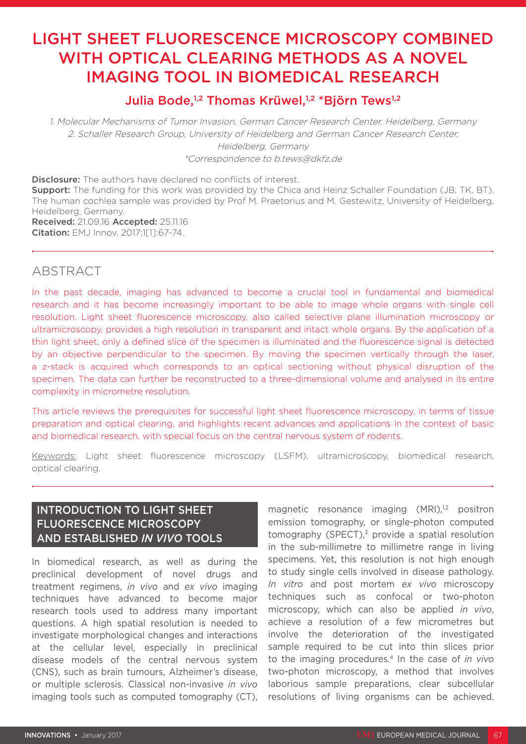# LIGHT SHEET FLUORESCENCE MICROSCOPY COMBINED WITH OPTICAL CLEARING METHODS AS A NOVEL IMAGING TOOL IN BIOMEDICAL RESEARCH

## Julia Bode,[1,2] Thomas Krüwel,[1,2] *Björn Tews[1,2]

*1. Molecular Mechanisms of Tumor Invasion, German Cancer Research Center, Heidelberg, Germany*
*2. Schaller Research Group, University of Heidelberg and German Cancer Research Center, Heidelberg, Germany*
*\*Correspondence to b.tews@dkfz.de*

**Disclosure:** The authors have declared no conflicts of interest.
**Support:** The funding for this work was provided by the Chica and Heinz Schaller Foundation (JB, TK, BT). The human cochlea sample was provided by Prof M. Praetorius and M. Gestewitz, University of Heidelberg, Heidelberg, Germany.
**Received:** 21.09.16 **Accepted:** 25.11.16
**Citation:** EMJ Innov. 2017;1[1]:67-74.

## ABSTRACT

In the past decade, imaging has advanced to become a crucial tool in fundamental and biomedical research and it has become increasingly important to be able to image whole organs with single cell resolution. Light sheet fluorescence microscopy, also called selective plane illumination microscopy or ultramicroscopy, provides a high resolution in transparent and intact whole organs. By the application of a thin light sheet, only a defined slice of the specimen is illuminated and the fluorescence signal is detected by an objective perpendicular to the specimen. By moving the specimen vertically through the laser, a z-stack is acquired which corresponds to an optical sectioning without physical disruption of the specimen. The data can further be reconstructed to a three-dimensional volume and analysed in its entire complexity in micrometre resolution.

This article reviews the prerequisites for successful light sheet fluorescence microscopy, in terms of tissue preparation and optical clearing, and highlights recent advances and applications in the context of basic and biomedical research, with special focus on the central nervous system of rodents.

Keywords: Light sheet fluorescence microscopy (LSFM), ultramicroscopy, biomedical research, optical clearing.

## INTRODUCTION TO LIGHT SHEET FLUORESCENCE MICROSCOPY AND ESTABLISHED *IN VIVO* TOOLS

In biomedical research, as well as during the preclinical development of novel drugs and treatment regimens, *in vivo* and *ex vivo* imaging techniques have advanced to become major research tools used to address many important questions. A high spatial resolution is needed to investigate morphological changes and interactions at the cellular level, especially in preclinical disease models of the central nervous system (CNS), such as brain tumours, Alzheimer's disease, or multiple sclerosis. Classical non-invasive *in vivo* imaging tools such as computed tomography (CT), magnetic resonance imaging (MRI),[1,2] positron emission tomography, or single-photon computed tomography (SPECT),[3] provide a spatial resolution in the sub-millimetre to millimetre range in living specimens. Yet, this resolution is not high enough to study single cells involved in disease pathology. *In vitro* and post mortem *ex vivo* microscopy techniques such as confocal or two-photon microscopy, which can also be applied *in vivo*, achieve a resolution of a few micrometres but involve the deterioration of the investigated sample required to be cut into thin slices prior to the imaging procedures.[4] In the case of *in vivo* two-photon microscopy, a method that involves laborious sample preparations, clear subcellular resolutions of living organisms can be achieved.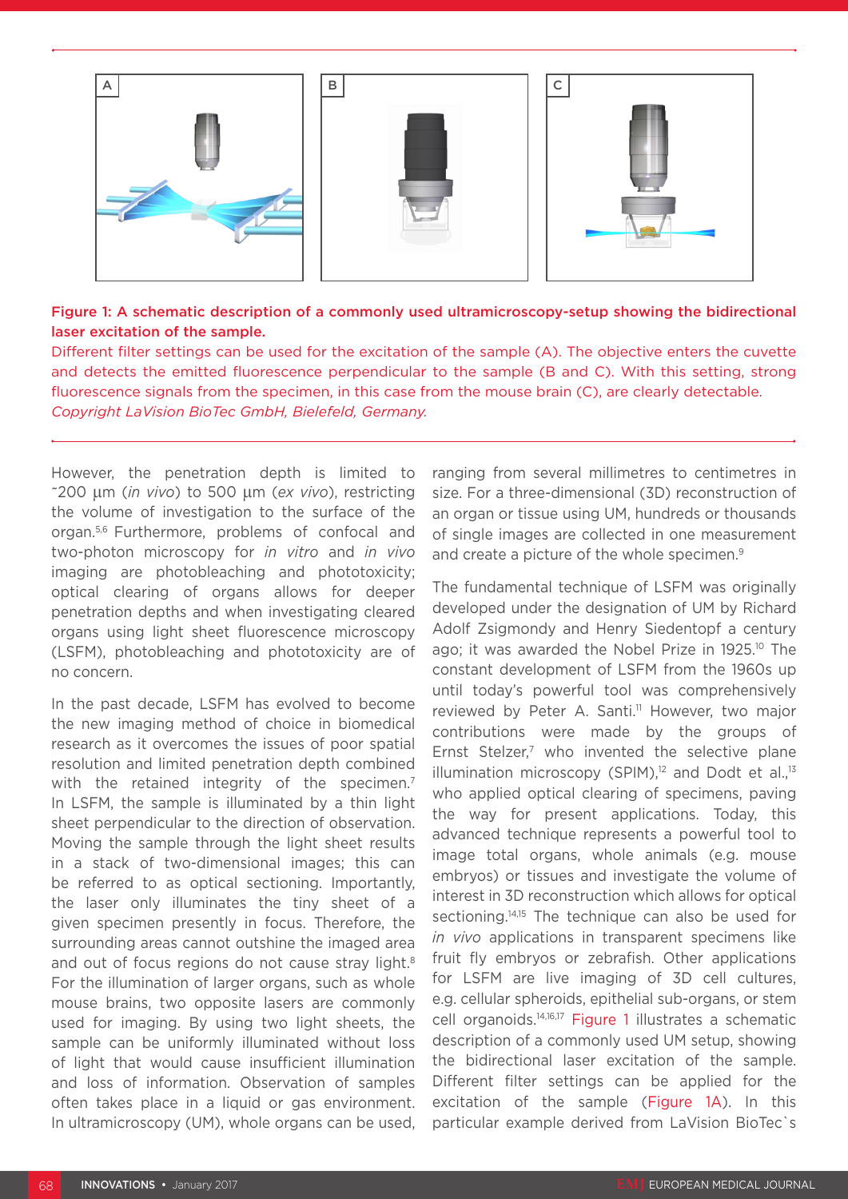**Figure 1: A schematic description of a commonly used ultramicroscopy-setup showing the bidirectional laser excitation of the sample.**

Different filter settings can be used for the excitation of the sample (A). The objective enters the cuvette and detects the emitted fluorescence perpendicular to the sample (B and C). With this setting, strong fluorescence signals from the specimen, in this case from the mouse brain (C), are clearly detectable.

*Copyright LaVision BioTec GmbH, Bielefeld, Germany.*

However, the penetration depth is limited to ~200 µm (*in vivo*) to 500 µm (*ex vivo*), restricting the volume of investigation to the surface of the organ.[5,6] Furthermore, problems of confocal and two-photon microscopy for *in vitro* and *in vivo* imaging are photobleaching and phototoxicity; optical clearing of organs allows for deeper penetration depths and when investigating cleared organs using light sheet fluorescence microscopy (LSFM), photobleaching and phototoxicity are of no concern.

In the past decade, LSFM has evolved to become the new imaging method of choice in biomedical research as it overcomes the issues of poor spatial resolution and limited penetration depth combined with the retained integrity of the specimen.[7] In LSFM, the sample is illuminated by a thin light sheet perpendicular to the direction of observation. Moving the sample through the light sheet results in a stack of two-dimensional images; this can be referred to as optical sectioning. Importantly, the laser only illuminates the tiny sheet of a given specimen presently in focus. Therefore, the surrounding areas cannot outshine the imaged area and out of focus regions do not cause stray light.[8] For the illumination of larger organs, such as whole mouse brains, two opposite lasers are commonly used for imaging. By using two light sheets, the sample can be uniformly illuminated without loss of light that would cause insufficient illumination and loss of information. Observation of samples often takes place in a liquid or gas environment. In ultramicroscopy (UM), whole organs can be used, ranging from several millimetres to centimetres in size. For a three-dimensional (3D) reconstruction of an organ or tissue using UM, hundreds or thousands of single images are collected in one measurement and create a picture of the whole specimen.[9]

The fundamental technique of LSFM was originally developed under the designation of UM by Richard Adolf Zsigmondy and Henry Siedentopf a century ago; it was awarded the Nobel Prize in 1925.[10] The constant development of LSFM from the 1960s up until today's powerful tool was comprehensively reviewed by Peter A. Santi.[11] However, two major contributions were made by the groups of Ernst Stelzer,[7] who invented the selective plane illumination microscopy (SPIM),[12] and Dodt et al.,[13] who applied optical clearing of specimens, paving the way for present applications. Today, this advanced technique represents a powerful tool to image total organs, whole animals (e.g. mouse embryos) or tissues and investigate the volume of interest in 3D reconstruction which allows for optical sectioning.[14,15] The technique can also be used for *in vivo* applications in transparent specimens like fruit fly embryos or zebrafish. Other applications for LSFM are live imaging of 3D cell cultures, e.g. cellular spheroids, epithelial sub-organs, or stem cell organoids.[14,16,17] Figure 1 illustrates a schematic description of a commonly used UM setup, showing the bidirectional laser excitation of the sample. Different filter settings can be applied for the excitation of the sample (Figure 1A). In this particular example derived from LaVision BioTec`s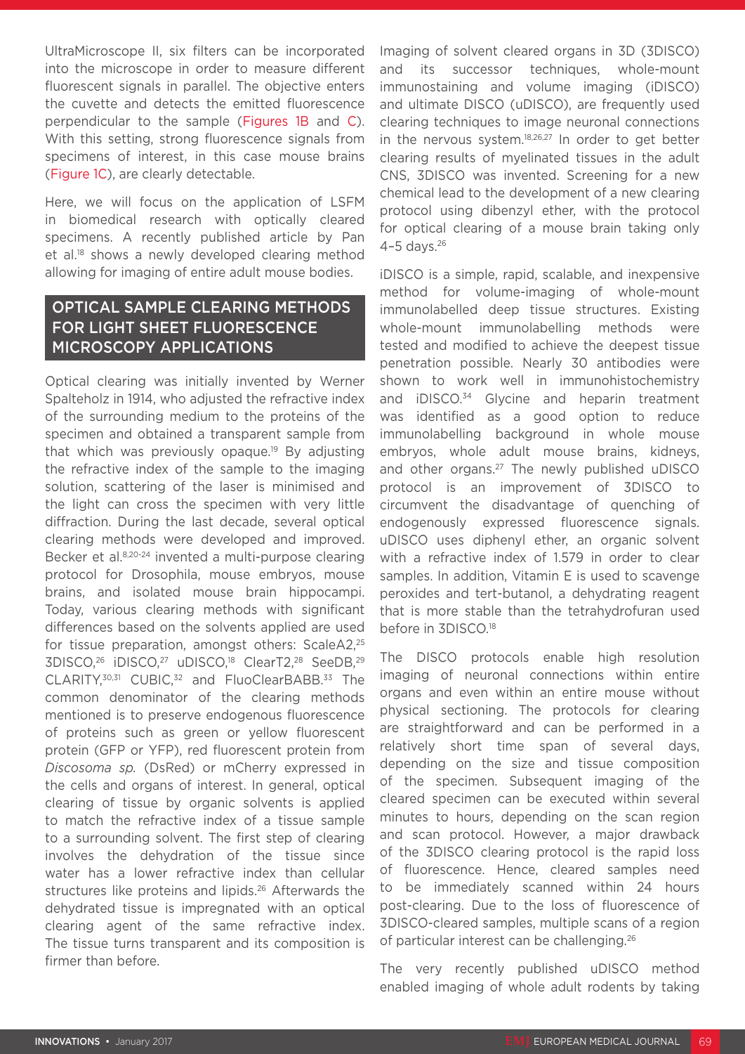UltraMicroscope II, six filters can be incorporated into the microscope in order to measure different fluorescent signals in parallel. The objective enters the cuvette and detects the emitted fluorescence perpendicular to the sample (Figures 1B and C). With this setting, strong fluorescence signals from specimens of interest, in this case mouse brains (Figure 1C), are clearly detectable.

Here, we will focus on the application of LSFM in biomedical research with optically cleared specimens. A recently published article by Pan et al.[18] shows a newly developed clearing method allowing for imaging of entire adult mouse bodies.

## OPTICAL SAMPLE CLEARING METHODS FOR LIGHT SHEET FLUORESCENCE MICROSCOPY APPLICATIONS

Optical clearing was initially invented by Werner Spalteholz in 1914, who adjusted the refractive index of the surrounding medium to the proteins of the specimen and obtained a transparent sample from that which was previously opaque.[19] By adjusting the refractive index of the sample to the imaging solution, scattering of the laser is minimised and the light can cross the specimen with very little diffraction. During the last decade, several optical clearing methods were developed and improved. Becker et al.[8,20-24] invented a multi-purpose clearing protocol for Drosophila, mouse embryos, mouse brains, and isolated mouse brain hippocampi. Today, various clearing methods with significant differences based on the solvents applied are used for tissue preparation, amongst others: ScaleA2,[25] 3DISCO,[26] iDISCO,[27] uDISCO,[18] ClearT2,[28] SeeDB,[29] CLARITY,[30,31] CUBIC,[32] and FluoClearBABB.[33] The common denominator of the clearing methods mentioned is to preserve endogenous fluorescence of proteins such as green or yellow fluorescent protein (GFP or YFP), red fluorescent protein from *Discosoma sp.* (DsRed) or mCherry expressed in the cells and organs of interest. In general, optical clearing of tissue by organic solvents is applied to match the refractive index of a tissue sample to a surrounding solvent. The first step of clearing involves the dehydration of the tissue since water has a lower refractive index than cellular structures like proteins and lipids.[26] Afterwards the dehydrated tissue is impregnated with an optical clearing agent of the same refractive index. The tissue turns transparent and its composition is firmer than before.

Imaging of solvent cleared organs in 3D (3DISCO) and its successor techniques, whole-mount immunostaining and volume imaging (iDISCO) and ultimate DISCO (uDISCO), are frequently used clearing techniques to image neuronal connections in the nervous system.[18,26,27] In order to get better clearing results of myelinated tissues in the adult CNS, 3DISCO was invented. Screening for a new chemical lead to the development of a new clearing protocol using dibenzyl ether, with the protocol for optical clearing of a mouse brain taking only 4–5 days.[26]

iDISCO is a simple, rapid, scalable, and inexpensive method for volume-imaging of whole-mount immunolabelled deep tissue structures. Existing whole-mount immunolabelling methods were tested and modified to achieve the deepest tissue penetration possible. Nearly 30 antibodies were shown to work well in immunohistochemistry and iDISCO.[34] Glycine and heparin treatment was identified as a good option to reduce immunolabelling background in whole mouse embryos, whole adult mouse brains, kidneys, and other organs.[27] The newly published uDISCO protocol is an improvement of 3DISCO to circumvent the disadvantage of quenching of endogenously expressed fluorescence signals. uDISCO uses diphenyl ether, an organic solvent with a refractive index of 1.579 in order to clear samples. In addition, Vitamin E is used to scavenge peroxides and tert-butanol, a dehydrating reagent that is more stable than the tetrahydrofuran used before in 3DISCO.[18]

The DISCO protocols enable high resolution imaging of neuronal connections within entire organs and even within an entire mouse without physical sectioning. The protocols for clearing are straightforward and can be performed in a relatively short time span of several days, depending on the size and tissue composition of the specimen. Subsequent imaging of the cleared specimen can be executed within several minutes to hours, depending on the scan region and scan protocol. However, a major drawback of the 3DISCO clearing protocol is the rapid loss of fluorescence. Hence, cleared samples need to be immediately scanned within 24 hours post-clearing. Due to the loss of fluorescence of 3DISCO-cleared samples, multiple scans of a region of particular interest can be challenging.[26]

The very recently published uDISCO method enabled imaging of whole adult rodents by taking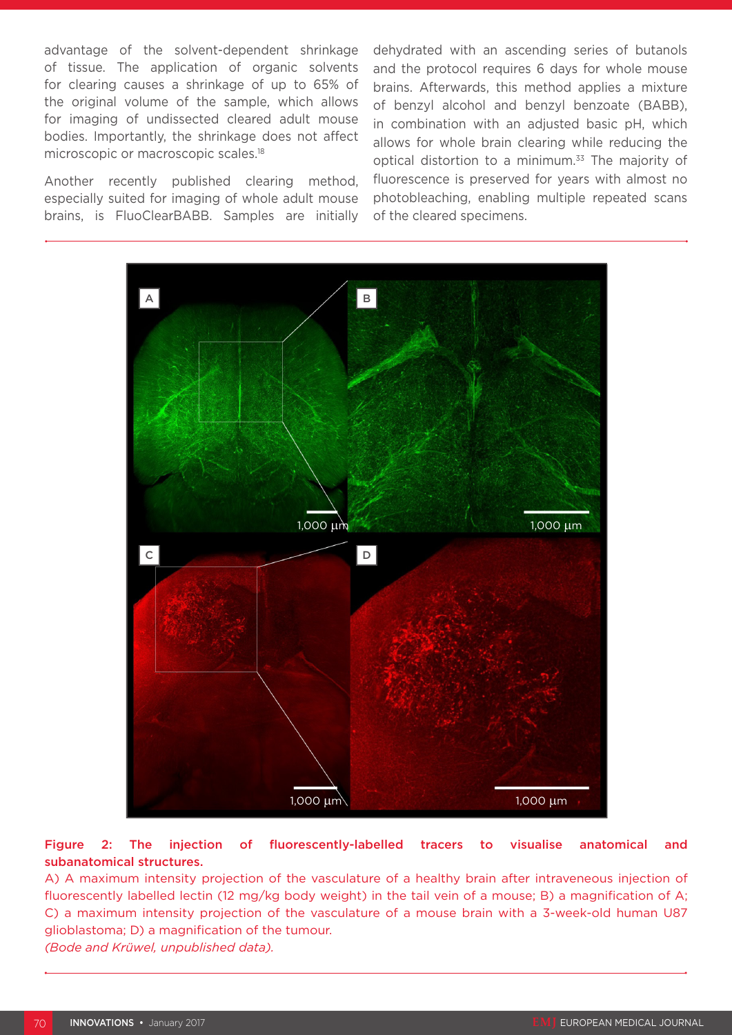advantage of the solvent-dependent shrinkage of tissue. The application of organic solvents for clearing causes a shrinkage of up to 65% of the original volume of the sample, which allows for imaging of undissected cleared adult mouse bodies. Importantly, the shrinkage does not affect microscopic or macroscopic scales.[18]

Another recently published clearing method, especially suited for imaging of whole adult mouse brains, is FluoClearBABB. Samples are initially dehydrated with an ascending series of butanols and the protocol requires 6 days for whole mouse brains. Afterwards, this method applies a mixture of benzyl alcohol and benzyl benzoate (BABB), in combination with an adjusted basic pH, which allows for whole brain clearing while reducing the optical distortion to a minimum.[33] The majority of fluorescence is preserved for years with almost no photobleaching, enabling multiple repeated scans of the cleared specimens.

**Figure 2: The injection of fluorescently-labelled tracers to visualise anatomical and subanatomical structures.**

A) A maximum intensity projection of the vasculature of a healthy brain after intraveneous injection of fluorescently labelled lectin (12 mg/kg body weight) in the tail vein of a mouse; B) a magnification of A; C) a maximum intensity projection of the vasculature of a mouse brain with a 3-week-old human U87 glioblastoma; D) a magnification of the tumour.

*(Bode and Krüwel, unpublished data).*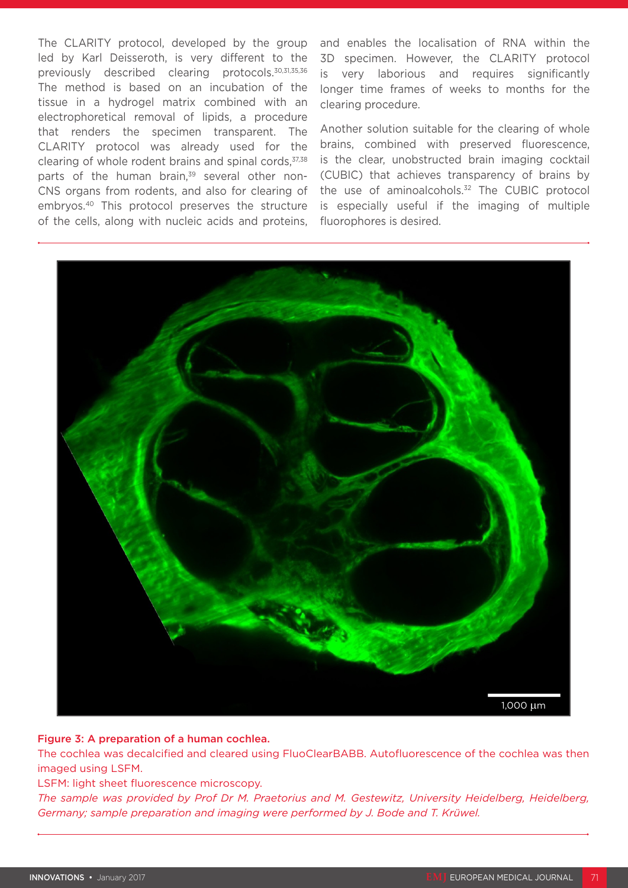The CLARITY protocol, developed by the group led by Karl Deisseroth, is very different to the previously described clearing protocols.[30,31,35,36] The method is based on an incubation of the tissue in a hydrogel matrix combined with an electrophoretical removal of lipids, a procedure that renders the specimen transparent. The CLARITY protocol was already used for the clearing of whole rodent brains and spinal cords,[37,38] parts of the human brain,[39] several other non-CNS organs from rodents, and also for clearing of embryos.[40] This protocol preserves the structure of the cells, along with nucleic acids and proteins, and enables the localisation of RNA within the 3D specimen. However, the CLARITY protocol is very laborious and requires significantly longer time frames of weeks to months for the clearing procedure.

Another solution suitable for the clearing of whole brains, combined with preserved fluorescence, is the clear, unobstructed brain imaging cocktail (CUBIC) that achieves transparency of brains by the use of aminoalcohols.[32] The CUBIC protocol is especially useful if the imaging of multiple fluorophores is desired.

**Figure 3: A preparation of a human cochlea.**

The cochlea was decalcified and cleared using FluoClearBABB. Autofluorescence of the cochlea was then imaged using LSFM.

LSFM: light sheet fluorescence microscopy.

*The sample was provided by Prof Dr M. Praetorius and M. Gestewitz, University Heidelberg, Heidelberg, Germany; sample preparation and imaging were performed by J. Bode and T. Krüwel.*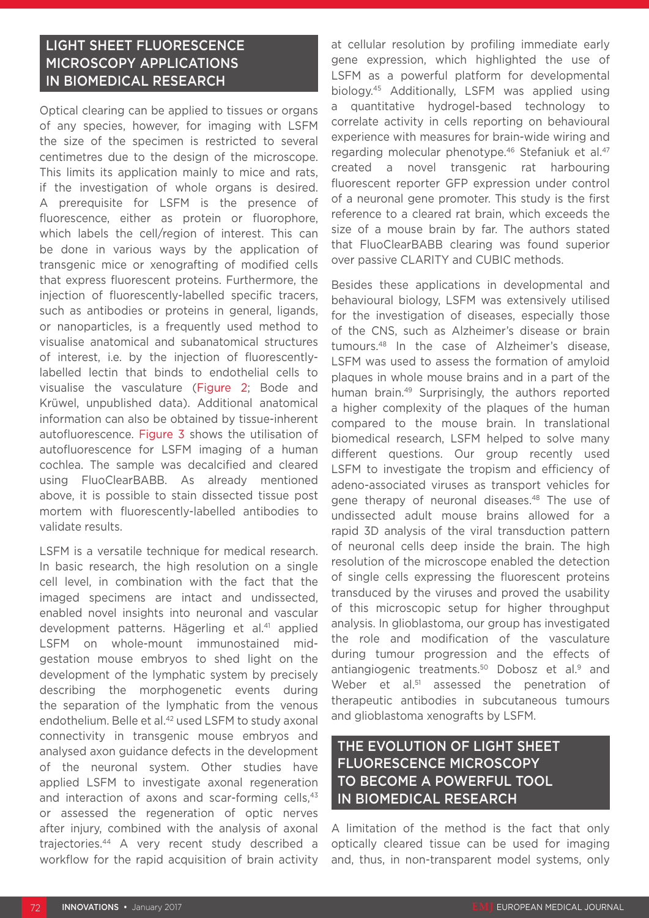## LIGHT SHEET FLUORESCENCE MICROSCOPY APPLICATIONS IN BIOMEDICAL RESEARCH

Optical clearing can be applied to tissues or organs of any species, however, for imaging with LSFM the size of the specimen is restricted to several centimetres due to the design of the microscope. This limits its application mainly to mice and rats, if the investigation of whole organs is desired. A prerequisite for LSFM is the presence of fluorescence, either as protein or fluorophore, which labels the cell/region of interest. This can be done in various ways by the application of transgenic mice or xenografting of modified cells that express fluorescent proteins. Furthermore, the injection of fluorescently-labelled specific tracers, such as antibodies or proteins in general, ligands, or nanoparticles, is a frequently used method to visualise anatomical and subanatomical structures of interest, i.e. by the injection of fluorescently-labelled lectin that binds to endothelial cells to visualise the vasculature (Figure 2; Bode and Krüwel, unpublished data). Additional anatomical information can also be obtained by tissue-inherent autofluorescence. Figure 3 shows the utilisation of autofluorescence for LSFM imaging of a human cochlea. The sample was decalcified and cleared using FluoClearBABB. As already mentioned above, it is possible to stain dissected tissue post mortem with fluorescently-labelled antibodies to validate results.

LSFM is a versatile technique for medical research. In basic research, the high resolution on a single cell level, in combination with the fact that the imaged specimens are intact and undissected, enabled novel insights into neuronal and vascular development patterns. Hägerling et al.[41] applied LSFM on whole-mount immunostained mid-gestation mouse embryos to shed light on the development of the lymphatic system by precisely describing the morphogenetic events during the separation of the lymphatic from the venous endothelium. Belle et al.[42] used LSFM to study axonal connectivity in transgenic mouse embryos and analysed axon guidance defects in the development of the neuronal system. Other studies have applied LSFM to investigate axonal regeneration and interaction of axons and scar-forming cells,[43] or assessed the regeneration of optic nerves after injury, combined with the analysis of axonal trajectories.[44] A very recent study described a workflow for the rapid acquisition of brain activity at cellular resolution by profiling immediate early gene expression, which highlighted the use of LSFM as a powerful platform for developmental biology.[45] Additionally, LSFM was applied using a quantitative hydrogel-based technology to correlate activity in cells reporting on behavioural experience with measures for brain-wide wiring and regarding molecular phenotype.[46] Stefaniuk et al.[47] created a novel transgenic rat harbouring fluorescent reporter GFP expression under control of a neuronal gene promoter. This study is the first reference to a cleared rat brain, which exceeds the size of a mouse brain by far. The authors stated that FluoClearBABB clearing was found superior over passive CLARITY and CUBIC methods.

Besides these applications in developmental and behavioural biology, LSFM was extensively utilised for the investigation of diseases, especially those of the CNS, such as Alzheimer's disease or brain tumours.[48] In the case of Alzheimer's disease, LSFM was used to assess the formation of amyloid plaques in whole mouse brains and in a part of the human brain.[49] Surprisingly, the authors reported a higher complexity of the plaques of the human compared to the mouse brain. In translational biomedical research, LSFM helped to solve many different questions. Our group recently used LSFM to investigate the tropism and efficiency of adeno-associated viruses as transport vehicles for gene therapy of neuronal diseases.[48] The use of undissected adult mouse brains allowed for a rapid 3D analysis of the viral transduction pattern of neuronal cells deep inside the brain. The high resolution of the microscope enabled the detection of single cells expressing the fluorescent proteins transduced by the viruses and proved the usability of this microscopic setup for higher throughput analysis. In glioblastoma, our group has investigated the role and modification of the vasculature during tumour progression and the effects of antiangiogenic treatments.[50] Dobosz et al.[9] and Weber et al.[51] assessed the penetration of therapeutic antibodies in subcutaneous tumours and glioblastoma xenografts by LSFM.

## THE EVOLUTION OF LIGHT SHEET FLUORESCENCE MICROSCOPY TO BECOME A POWERFUL TOOL IN BIOMEDICAL RESEARCH

A limitation of the method is the fact that only optically cleared tissue can be used for imaging and, thus, in non-transparent model systems, only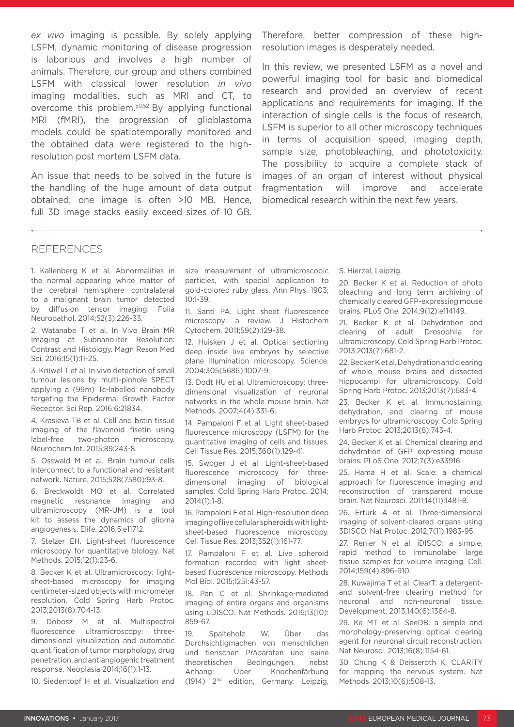*ex vivo* imaging is possible. By solely applying LSFM, dynamic monitoring of disease progression is laborious and involves a high number of animals. Therefore, our group and others combined LSFM with classical lower resolution *in vivo* imaging modalities, such as MRI and CT, to overcome this problem.[50,52] By applying functional MRI (fMRI), the progression of glioblastoma models could be spatiotemporally monitored and the obtained data were registered to the high-resolution post mortem LSFM data.

An issue that needs to be solved in the future is the handling of the huge amount of data output obtained; one image is often >10 MB. Hence, full 3D image stacks easily exceed sizes of 10 GB. Therefore, better compression of these high-resolution images is desperately needed.

In this review, we presented LSFM as a novel and powerful imaging tool for basic and biomedical research and provided an overview of recent applications and requirements for imaging. If the interaction of single cells is the focus of research, LSFM is superior to all other microscopy techniques in terms of acquisition speed, imaging depth, sample size, photobleaching, and phototoxicity. The possibility to acquire a complete stack of images of an organ of interest without physical fragmentation will improve and accelerate biomedical research within the next few years.

## REFERENCES

1. Kallenberg K et al. Abnormalities in the normal appearing white matter of the cerebral hemisphere contralateral to a malignant brain tumor detected by diffusion tensor imaging. Folia Neuropathol. 2014;52(3):226-33.
2. Watanabe T et al. In Vivo Brain MR Imaging at Subnanoliter Resolution: Contrast and Histology. Magn Reson Med Sci. 2016;15(1):11-25.
3. Krüwel T et al. In vivo detection of small tumour lesions by multi-pinhole SPECT applying a (99m) Tc-labelled nanobody targeting the Epidermal Growth Factor Receptor. Sci Rep. 2016;6:21834.
4. Krasieva TB et al. Cell and brain tissue imaging of the flavonoid fisetin using label-free two-photon microscopy. Neurochem Int. 2015;89:243-8.
5. Osswald M et al. Brain tumour cells interconnect to a functional and resistant network. Nature. 2015;528(7580):93-8.
6. Breckwoldt MO et al. Correlated magnetic resonance imaging and ultramicroscopy (MR-UM) is a tool kit to assess the dynamics of glioma angiogenesis. Elife. 2016;5:e11712.
7. Stelzer EH. Light-sheet fluorescence microscopy for quantitative biology. Nat Methods. 2015;12(1):23-6.
8. Becker K et al. Ultramicroscopy: light-sheet-based microscopy for imaging centimeter-sized objects with micrometer resolution. Cold Spring Harb Protoc. 2013;2013(8):704-13.
9. Dobosz M et al. Multispectral fluorescence ultramicroscopy: three-dimensional visualization and automatic quantification of tumor morphology, drug penetration, and antiangiogenic treatment response. Neoplasia 2014;16(1):1-13.
10. Siedentopf H et al. Visualization and size measurement of ultramicroscopic particles, with special application to gold-colored ruby glass. Ann Phys. 1903; 10:1-39.
11. Santi PA. Light sheet fluorescence microscopy: a review. J Histochem Cytochem. 2011;59(2):129-38.
12. Huisken J et al. Optical sectioning deep inside live embryos by selective plane illumination microscopy. Science. 2004;305(5686):1007-9.
13. Dodt HU et al. Ultramicroscopy: three-dimensional visualization of neuronal networks in the whole mouse brain. Nat Methods. 2007;4(4):331-6.
14. Pampaloni F et al. Light sheet-based fluorescence microscopy (LSFM) for the quantitative imaging of cells and tissues. Cell Tissue Res. 2015;360(1):129-41.
15. Swoger J et al. Light-sheet-based fluorescence microscopy for three-dimensional imaging of biological samples. Cold Spring Harb Protoc. 2014; 2014(1):1-8.
16. Pampaloni F et al. High-resolution deep imaging of live cellular spheroids with light-sheet-based fluorescence microscopy. Cell Tissue Res. 2013;352(1):161-77.
17. Pampaloni F et al. Live spheroid formation recorded with light sheet-based fluorescence microscopy. Methods Mol Biol. 2015;1251:43-57.
18. Pan C et al. Shrinkage-mediated imaging of entire organs and organisms using uDISCO. Nat Methods. 2016;13(10): 859-67.
19. Spalteholz W, Über das Durchsichtigmachen von menschlichen und tierischen Präparaten und seine theoretischen Bedingungen, nebst Anhang: Über Knochenfärbung (1914) 2nd edition, Germany: Leipzig, S. Hierzel, Leipzig.
20. Becker K et al. Reduction of photo bleaching and long term archiving of chemically cleared GFP-expressing mouse brains. PLoS One. 2014;9(12):e114149.
21. Becker K et al. Dehydration and clearing of adult Drosophila for ultramicroscopy. Cold Spring Harb Protoc. 2013;2013(7):681-2.
22. Becker K et al. Dehydration and clearing of whole mouse brains and dissected hippocampi for ultramicroscopy. Cold Spring Harb Protoc. 2013;2013(7):683-4.
23. Becker K et al. Immunostaining, dehydration, and clearing of mouse embryos for ultramicroscopy. Cold Spring Harb Protoc. 2013;2013(8):743-4.
24. Becker K et al. Chemical clearing and dehydration of GFP expressing mouse brains. PLoS One. 2012;7(3):e33916.
25. Hama H et al. Scale: a chemical approach for fluorescence imaging and reconstruction of transparent mouse brain. Nat Neurosci. 2011;14(11):1481-8.
26. Ertürk A et al. Three-dimensional imaging of solvent-cleared organs using 3DISCO. Nat Protoc. 2012;7(11):1983-95.
27. Renier N et al. iDISCO: a simple, rapid method to immunolabel large tissue samples for volume imaging. Cell. 2014;159(4):896-910.
28. Kuwajima T et al. ClearT: a detergent- and solvent-free clearing method for neuronal and non-neuronal tissue. Development. 2013;140(6):1364-8.
29. Ke MT et al. SeeDB: a simple and morphology-preserving optical clearing agent for neuronal circuit reconstruction. Nat Neurosci. 2013;16(8):1154-61.
30. Chung K & Deisseroth K. CLARITY for mapping the nervous system. Nat Methods. 2013;10(6):508-13.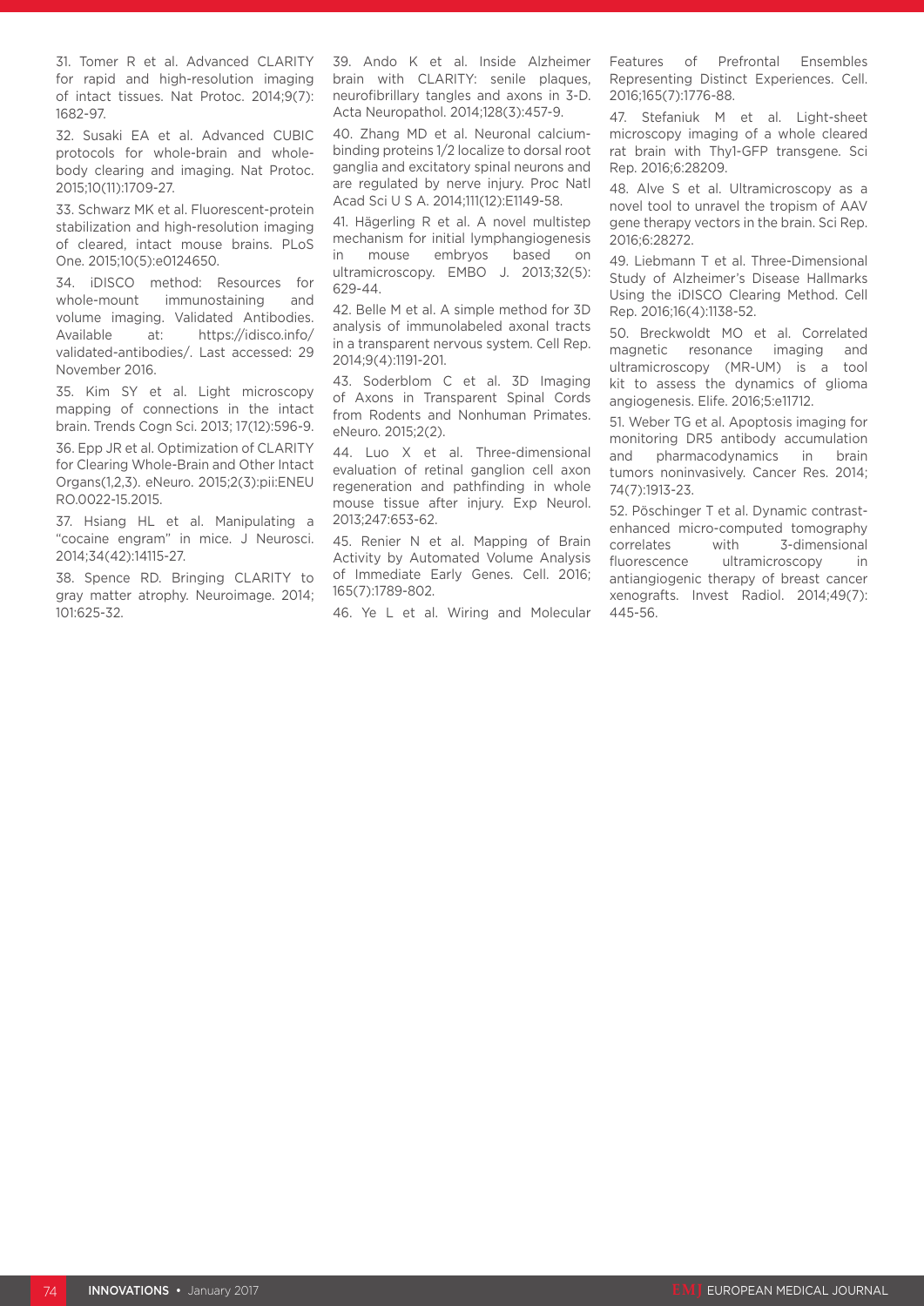31. Tomer R et al. Advanced CLARITY for rapid and high-resolution imaging of intact tissues. Nat Protoc. 2014;9(7): 1682-97.

32. Susaki EA et al. Advanced CUBIC protocols for whole-brain and whole-body clearing and imaging. Nat Protoc. 2015;10(11):1709-27.

33. Schwarz MK et al. Fluorescent-protein stabilization and high-resolution imaging of cleared, intact mouse brains. PLoS One. 2015;10(5):e0124650.

34. iDISCO method: Resources for whole-mount immunostaining and volume imaging. Validated Antibodies. Available at: https://idisco.info/validated-antibodies/. Last accessed: 29 November 2016.

35. Kim SY et al. Light microscopy mapping of connections in the intact brain. Trends Cogn Sci. 2013; 17(12):596-9.

36. Epp JR et al. Optimization of CLARITY for Clearing Whole-Brain and Other Intact Organs(1,2,3). eNeuro. 2015;2(3):pii:ENEURO.0022-15.2015.

37. Hsiang HL et al. Manipulating a "cocaine engram" in mice. J Neurosci. 2014;34(42):14115-27.

38. Spence RD. Bringing CLARITY to gray matter atrophy. Neuroimage. 2014; 101:625-32.

39. Ando K et al. Inside Alzheimer brain with CLARITY: senile plaques, neurofibrillary tangles and axons in 3-D. Acta Neuropathol. 2014;128(3):457-9.

40. Zhang MD et al. Neuronal calcium-binding proteins 1/2 localize to dorsal root ganglia and excitatory spinal neurons and are regulated by nerve injury. Proc Natl Acad Sci U S A. 2014;111(12):E1149-58.

41. Hägerling R et al. A novel multistep mechanism for initial lymphangiogenesis in mouse embryos based on ultramicroscopy. EMBO J. 2013;32(5): 629-44.

42. Belle M et al. A simple method for 3D analysis of immunolabeled axonal tracts in a transparent nervous system. Cell Rep. 2014;9(4):1191-201.

43. Soderblom C et al. 3D Imaging of Axons in Transparent Spinal Cords from Rodents and Nonhuman Primates. eNeuro. 2015;2(2).

44. Luo X et al. Three-dimensional evaluation of retinal ganglion cell axon regeneration and pathfinding in whole mouse tissue after injury. Exp Neurol. 2013;247:653-62.

45. Renier N et al. Mapping of Brain Activity by Automated Volume Analysis of Immediate Early Genes. Cell. 2016; 165(7):1789-802.

46. Ye L et al. Wiring and Molecular Features of Prefrontal Ensembles Representing Distinct Experiences. Cell. 2016;165(7):1776-88.

47. Stefaniuk M et al. Light-sheet microscopy imaging of a whole cleared rat brain with Thy1-GFP transgene. Sci Rep. 2016;6:28209.

48. Alve S et al. Ultramicroscopy as a novel tool to unravel the tropism of AAV gene therapy vectors in the brain. Sci Rep. 2016;6:28272.

49. Liebmann T et al. Three-Dimensional Study of Alzheimer's Disease Hallmarks Using the iDISCO Clearing Method. Cell Rep. 2016;16(4):1138-52.

50. Breckwoldt MO et al. Correlated magnetic resonance imaging and ultramicroscopy (MR-UM) is a tool kit to assess the dynamics of glioma angiogenesis. Elife. 2016;5:e11712.

51. Weber TG et al. Apoptosis imaging for monitoring DR5 antibody accumulation and pharmacodynamics in brain tumors noninvasively. Cancer Res. 2014; 74(7):1913-23.

52. Pöschinger T et al. Dynamic contrast-enhanced micro-computed tomography correlates with 3-dimensional fluorescence ultramicroscopy in antiangiogenic therapy of breast cancer xenografts. Invest Radiol. 2014;49(7): 445-56.